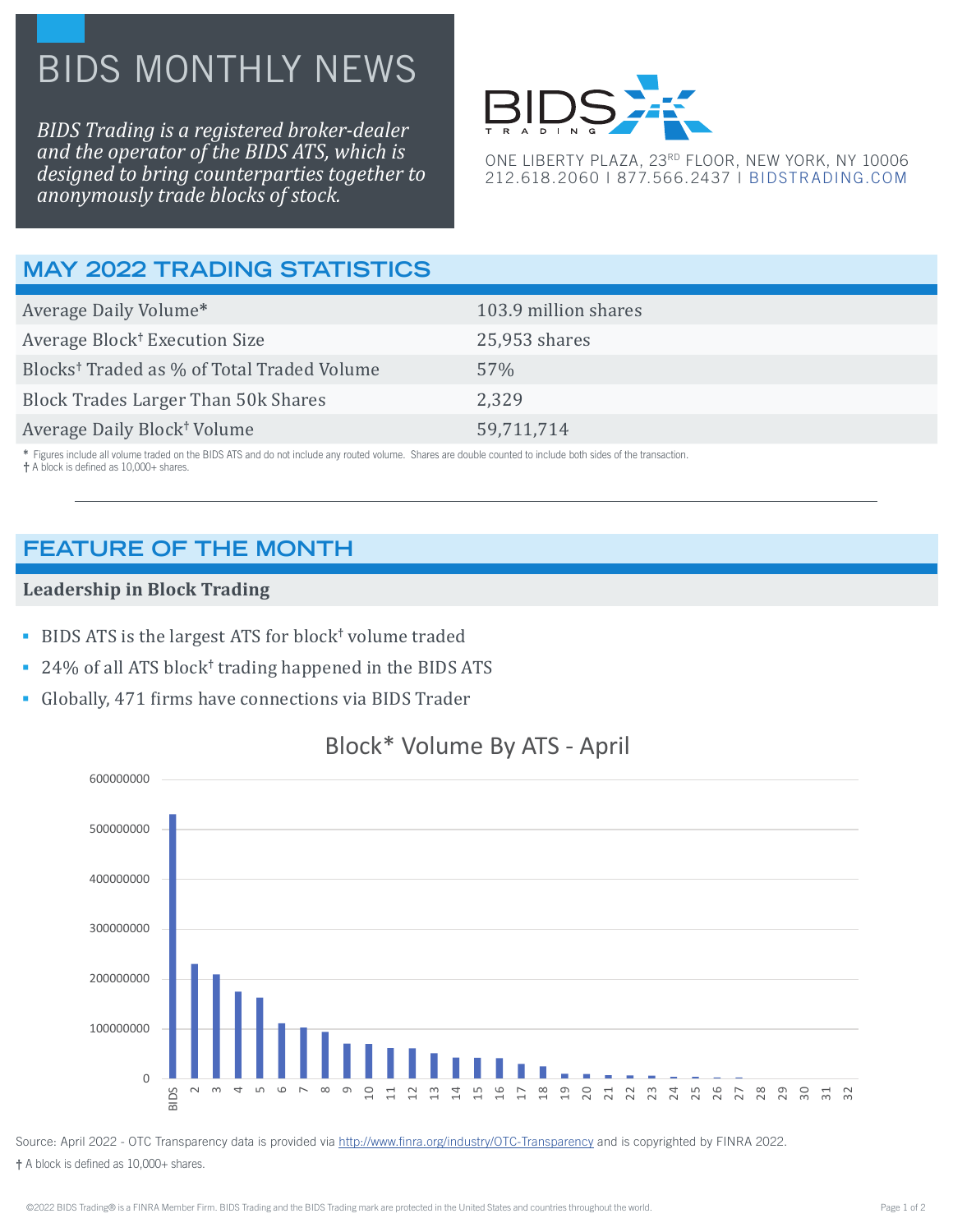# BIDS MONTHLY NEWS

*BIDS Trading is a registered broker-dealer and the operator of the BIDS ATS, which is designed to bring counterparties together to anonymously trade blocks of stock.*

BIDS TRADING

ONE LIBERTY PLAZA, 23RD FLOOR, NEW YORK, NY 10006
212.618.2060 I 877.566.2437 I BIDSTRADING.COM

## MAY 2022 TRADING STATISTICS

| | |
|---|---|
| Average Daily Volume* | 103.9 million shares |
| Average Block† Execution Size | 25,953 shares |
| Blocks† Traded as % of Total Traded Volume | 57% |
| Block Trades Larger Than 50k Shares | 2,329 |
| Average Daily Block† Volume | 59,711,714 |

\* Figures include all volume traded on the BIDS ATS and do not include any routed volume. Shares are double counted to include both sides of the transaction.
† A block is defined as 10,000+ shares.

---

## FEATURE OF THE MONTH

### Leadership in Block Trading

- BIDS ATS is the largest ATS for block† volume traded
- 24% of all ATS block† trading happened in the BIDS ATS
- Globally, 471 firms have connections via BIDS Trader

**Block* Volume By ATS - April**

Source: April 2022 - OTC Transparency data is provided via http://www.finra.org/industry/OTC-Transparency and is copyrighted by FINRA 2022.

† A block is defined as 10,000+ shares.

©2022 BIDS Trading® is a FINRA Member Firm. BIDS Trading and the BIDS Trading mark are protected in the United States and countries throughout the world.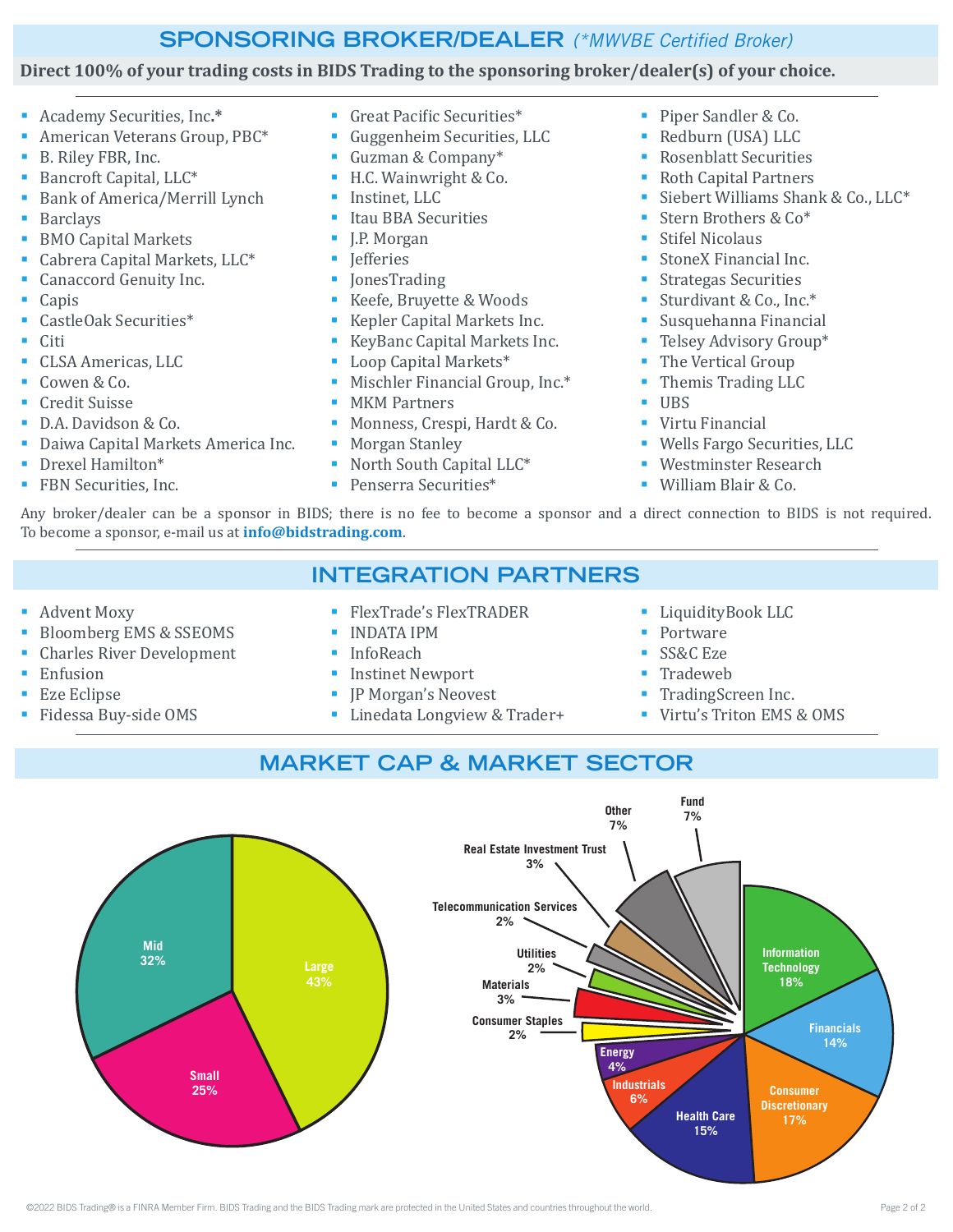## SPONSORING BROKER/DEALER *(*MWVBE Certified Broker)*

**Direct 100% of your trading costs in BIDS Trading to the sponsoring broker/dealer(s) of your choice.**

- Academy Securities, Inc.*
- American Veterans Group, PBC*
- B. Riley FBR, Inc.
- Bancroft Capital, LLC*
- Bank of America/Merrill Lynch
- Barclays
- BMO Capital Markets
- Cabrera Capital Markets, LLC*
- Canaccord Genuity Inc.
- Capis
- CastleOak Securities*
- Citi
- CLSA Americas, LLC
- Cowen & Co.
- Credit Suisse
- D.A. Davidson & Co.
- Daiwa Capital Markets America Inc.
- Drexel Hamilton*
- FBN Securities, Inc.
- Great Pacific Securities*
- Guggenheim Securities, LLC
- Guzman & Company*
- H.C. Wainwright & Co.
- Instinet, LLC
- Itau BBA Securities
- J.P. Morgan
- Jefferies
- JonesTrading
- Keefe, Bruyette & Woods
- Kepler Capital Markets Inc.
- KeyBanc Capital Markets Inc.
- Loop Capital Markets*
- Mischler Financial Group, Inc.*
- MKM Partners
- Monness, Crespi, Hardt & Co.
- Morgan Stanley
- North South Capital LLC*
- Penserra Securities*
- Piper Sandler & Co.
- Redburn (USA) LLC
- Rosenblatt Securities
- Roth Capital Partners
- Siebert Williams Shank & Co., LLC*
- Stern Brothers & Co*
- Stifel Nicolaus
- StoneX Financial Inc.
- Strategas Securities
- Sturdivant & Co., Inc.*
- Susquehanna Financial
- Telsey Advisory Group*
- The Vertical Group
- Themis Trading LLC
- UBS
- Virtu Financial
- Wells Fargo Securities, LLC
- Westminster Research
- William Blair & Co.

Any broker/dealer can be a sponsor in BIDS; there is no fee to become a sponsor and a direct connection to BIDS is not required. To become a sponsor, e-mail us at **info@bidstrading.com**.

## INTEGRATION PARTNERS

- Advent Moxy
- Bloomberg EMS & SSEOMS
- Charles River Development
- Enfusion
- Eze Eclipse
- Fidessa Buy-side OMS
- FlexTrade's FlexTRADER
- INDATA IPM
- InfoReach
- Instinet Newport
- JP Morgan's Neovest
- Linedata Longview & Trader+
- LiquidityBook LLC
- Portware
- SS&C Eze
- Tradeweb
- TradingScreen Inc.
- Virtu's Triton EMS & OMS

## MARKET CAP & MARKET SECTOR

Mid 32%
Large 43%
Small 25%

Information Technology 18%
Financials 14%
Consumer Discretionary 17%
Health Care 15%
Industrials 6%
Energy 4%
Consumer Staples 2%
Materials 3%
Utilities 2%
Telecommunication Services 2%
Real Estate Investment Trust 3%
Other 7%
Fund 7%

©2022 BIDS Trading® is a FINRA Member Firm. BIDS Trading and the BIDS Trading mark are protected in the United States and countries throughout the world.